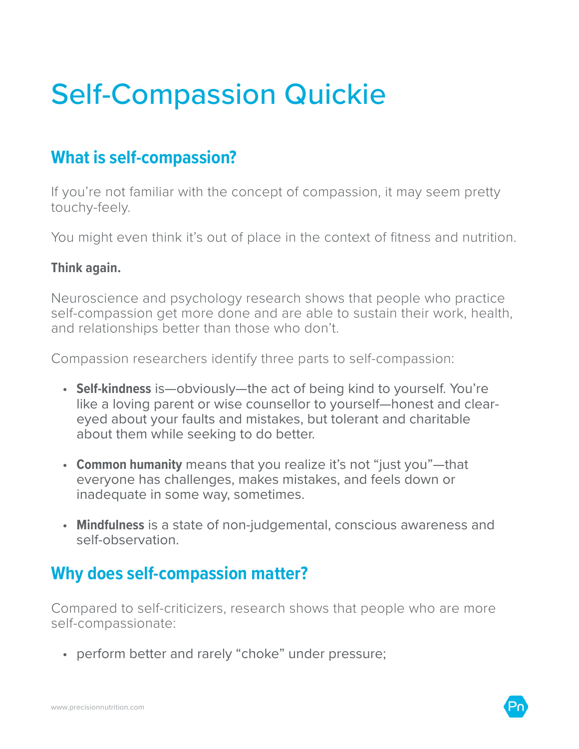# Self-Compassion Quickie

## What is self-compassion?

If you're not familiar with the concept of compassion, it may seem pretty touchy-feely.

You might even think it's out of place in the context of fitness and nutrition.

**Think again.**

Neuroscience and psychology research shows that people who practice self-compassion get more done and are able to sustain their work, health, and relationships better than those who don't.

Compassion researchers identify three parts to self-compassion:

- **Self-kindness** is—obviously—the act of being kind to yourself. You're like a loving parent or wise counsellor to yourself—honest and clear-eyed about your faults and mistakes, but tolerant and charitable about them while seeking to do better.
- **Common humanity** means that you realize it's not "just you"—that everyone has challenges, makes mistakes, and feels down or inadequate in some way, sometimes.
- **Mindfulness** is a state of non-judgemental, conscious awareness and self-observation.

## Why does self-compassion matter?

Compared to self-criticizers, research shows that people who are more self-compassionate:

- perform better and rarely "choke" under pressure;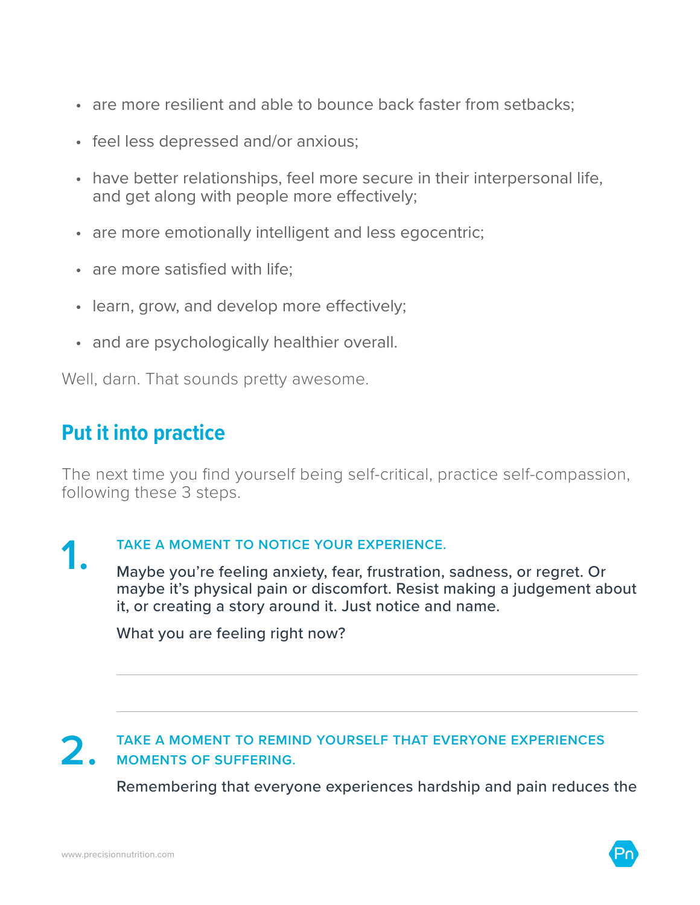- are more resilient and able to bounce back faster from setbacks;
- feel less depressed and/or anxious;
- have better relationships, feel more secure in their interpersonal life, and get along with people more effectively;
- are more emotionally intelligent and less egocentric;
- are more satisfied with life;
- learn, grow, and develop more effectively;
- and are psychologically healthier overall.

Well, darn. That sounds pretty awesome.

## Put it into practice

The next time you find yourself being self-critical, practice self-compassion, following these 3 steps.

**1. TAKE A MOMENT TO NOTICE YOUR EXPERIENCE.**

Maybe you're feeling anxiety, fear, frustration, sadness, or regret. Or maybe it's physical pain or discomfort. Resist making a judgement about it, or creating a story around it. Just notice and name.

What you are feeling right now?

______________________________

______________________________

**2. TAKE A MOMENT TO REMIND YOURSELF THAT EVERYONE EXPERIENCES MOMENTS OF SUFFERING.**

Remembering that everyone experiences hardship and pain reduces the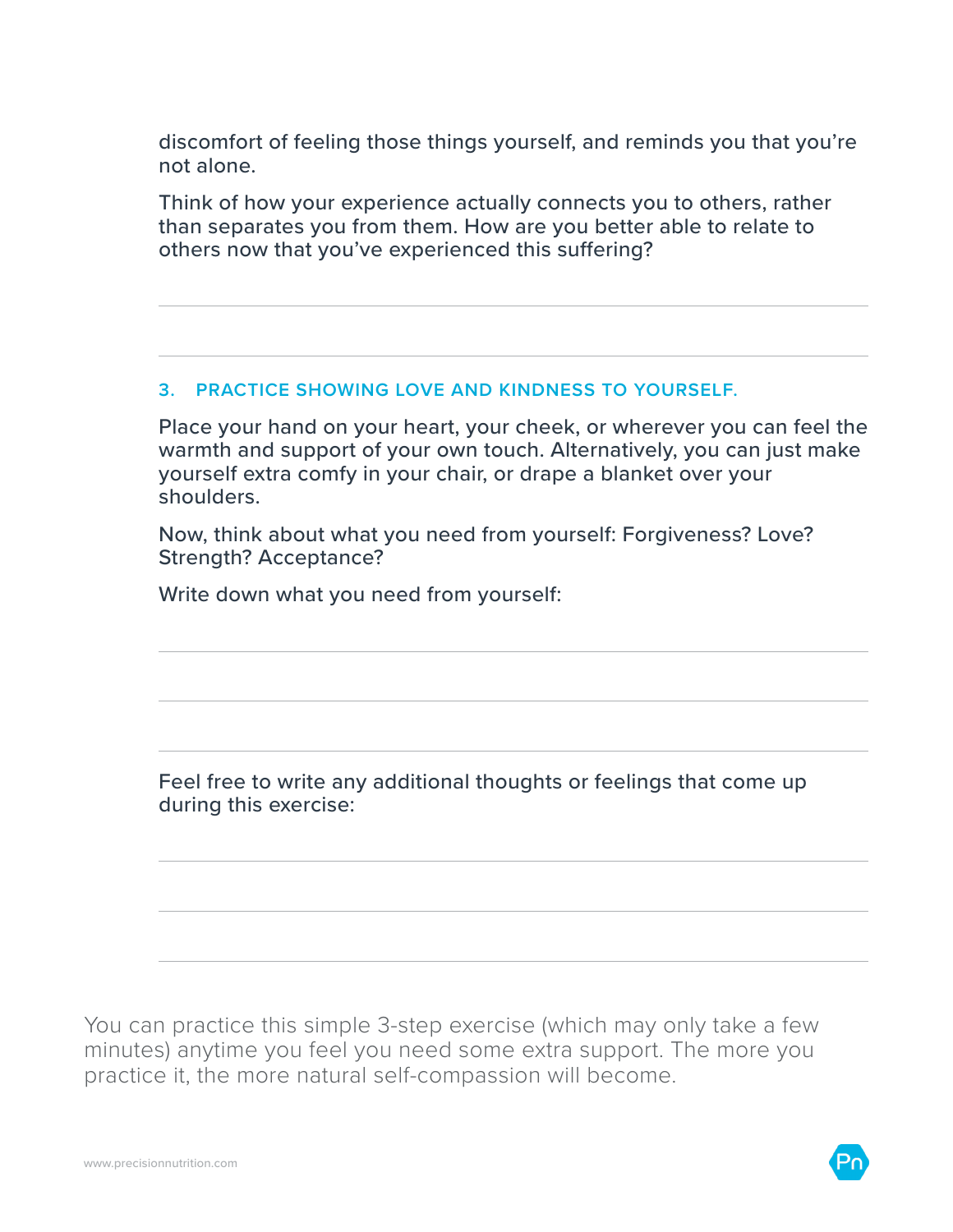discomfort of feeling those things yourself, and reminds you that you're not alone.

Think of how your experience actually connects you to others, rather than separates you from them. How are you better able to relate to others now that you've experienced this suffering?

### 3. PRACTICE SHOWING LOVE AND KINDNESS TO YOURSELF.

Place your hand on your heart, your cheek, or wherever you can feel the warmth and support of your own touch. Alternatively, you can just make yourself extra comfy in your chair, or drape a blanket over your shoulders.

Now, think about what you need from yourself: Forgiveness? Love? Strength? Acceptance?

Write down what you need from yourself:

Feel free to write any additional thoughts or feelings that come up during this exercise:

You can practice this simple 3-step exercise (which may only take a few minutes) anytime you feel you need some extra support. The more you practice it, the more natural self-compassion will become.